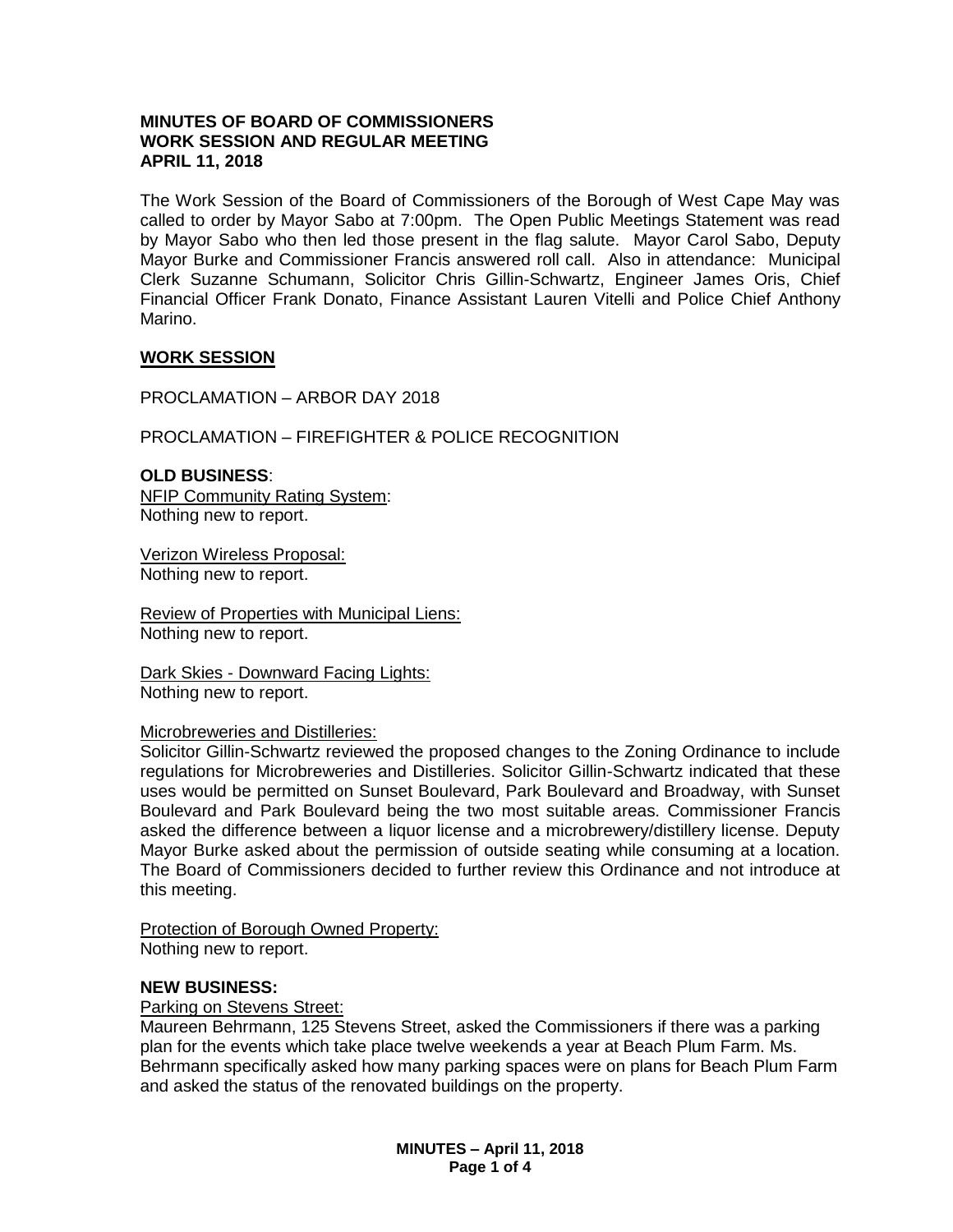**MINUTES OF BOARD OF COMMISSIONERS**
**WORK SESSION AND REGULAR MEETING**
**APRIL 11, 2018**

The Work Session of the Board of Commissioners of the Borough of West Cape May was called to order by Mayor Sabo at 7:00pm. The Open Public Meetings Statement was read by Mayor Sabo who then led those present in the flag salute. Mayor Carol Sabo, Deputy Mayor Burke and Commissioner Francis answered roll call. Also in attendance: Municipal Clerk Suzanne Schumann, Solicitor Chris Gillin-Schwartz, Engineer James Oris, Chief Financial Officer Frank Donato, Finance Assistant Lauren Vitelli and Police Chief Anthony Marino.

## WORK SESSION

PROCLAMATION – ARBOR DAY 2018

PROCLAMATION – FIREFIGHTER & POLICE RECOGNITION

**OLD BUSINESS**:

NFIP Community Rating System:
Nothing new to report.

Verizon Wireless Proposal:
Nothing new to report.

Review of Properties with Municipal Liens:
Nothing new to report.

Dark Skies - Downward Facing Lights:
Nothing new to report.

Microbreweries and Distilleries:
Solicitor Gillin-Schwartz reviewed the proposed changes to the Zoning Ordinance to include regulations for Microbreweries and Distilleries. Solicitor Gillin-Schwartz indicated that these uses would be permitted on Sunset Boulevard, Park Boulevard and Broadway, with Sunset Boulevard and Park Boulevard being the two most suitable areas. Commissioner Francis asked the difference between a liquor license and a microbrewery/distillery license. Deputy Mayor Burke asked about the permission of outside seating while consuming at a location. The Board of Commissioners decided to further review this Ordinance and not introduce at this meeting.

Protection of Borough Owned Property:
Nothing new to report.

**NEW BUSINESS:**

Parking on Stevens Street:
Maureen Behrmann, 125 Stevens Street, asked the Commissioners if there was a parking plan for the events which take place twelve weekends a year at Beach Plum Farm. Ms. Behrmann specifically asked how many parking spaces were on plans for Beach Plum Farm and asked the status of the renovated buildings on the property.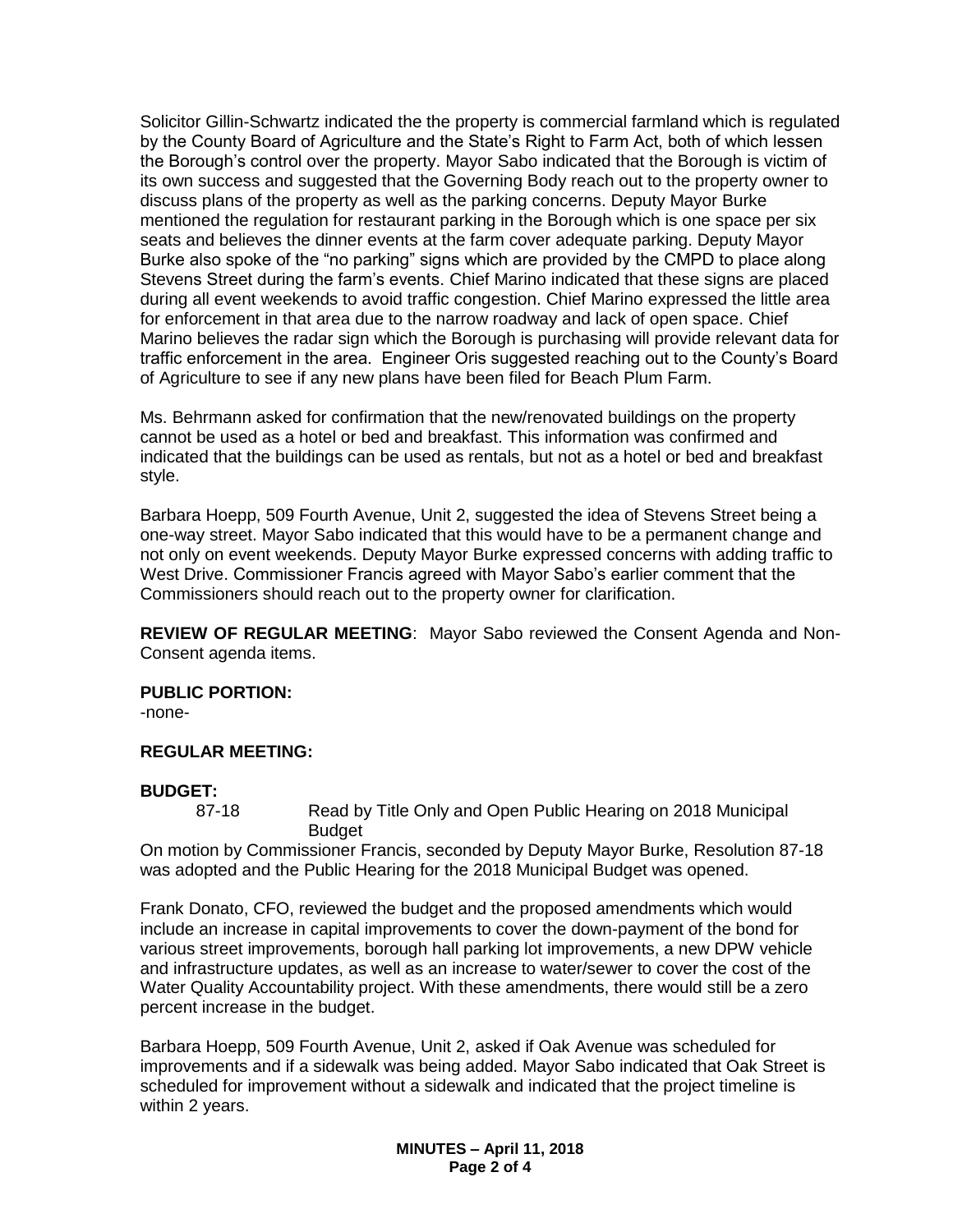Solicitor Gillin-Schwartz indicated the the property is commercial farmland which is regulated by the County Board of Agriculture and the State's Right to Farm Act, both of which lessen the Borough's control over the property. Mayor Sabo indicated that the Borough is victim of its own success and suggested that the Governing Body reach out to the property owner to discuss plans of the property as well as the parking concerns. Deputy Mayor Burke mentioned the regulation for restaurant parking in the Borough which is one space per six seats and believes the dinner events at the farm cover adequate parking. Deputy Mayor Burke also spoke of the "no parking" signs which are provided by the CMPD to place along Stevens Street during the farm's events. Chief Marino indicated that these signs are placed during all event weekends to avoid traffic congestion. Chief Marino expressed the little area for enforcement in that area due to the narrow roadway and lack of open space. Chief Marino believes the radar sign which the Borough is purchasing will provide relevant data for traffic enforcement in the area. Engineer Oris suggested reaching out to the County's Board of Agriculture to see if any new plans have been filed for Beach Plum Farm.

Ms. Behrmann asked for confirmation that the new/renovated buildings on the property cannot be used as a hotel or bed and breakfast. This information was confirmed and indicated that the buildings can be used as rentals, but not as a hotel or bed and breakfast style.

Barbara Hoepp, 509 Fourth Avenue, Unit 2, suggested the idea of Stevens Street being a one-way street. Mayor Sabo indicated that this would have to be a permanent change and not only on event weekends. Deputy Mayor Burke expressed concerns with adding traffic to West Drive. Commissioner Francis agreed with Mayor Sabo's earlier comment that the Commissioners should reach out to the property owner for clarification.

**REVIEW OF REGULAR MEETING**: Mayor Sabo reviewed the Consent Agenda and Non-Consent agenda items.

**PUBLIC PORTION:**
-none-

**REGULAR MEETING:**

**BUDGET:**

87-18 Read by Title Only and Open Public Hearing on 2018 Municipal Budget

On motion by Commissioner Francis, seconded by Deputy Mayor Burke, Resolution 87-18 was adopted and the Public Hearing for the 2018 Municipal Budget was opened.

Frank Donato, CFO, reviewed the budget and the proposed amendments which would include an increase in capital improvements to cover the down-payment of the bond for various street improvements, borough hall parking lot improvements, a new DPW vehicle and infrastructure updates, as well as an increase to water/sewer to cover the cost of the Water Quality Accountability project. With these amendments, there would still be a zero percent increase in the budget.

Barbara Hoepp, 509 Fourth Avenue, Unit 2, asked if Oak Avenue was scheduled for improvements and if a sidewalk was being added. Mayor Sabo indicated that Oak Street is scheduled for improvement without a sidewalk and indicated that the project timeline is within 2 years.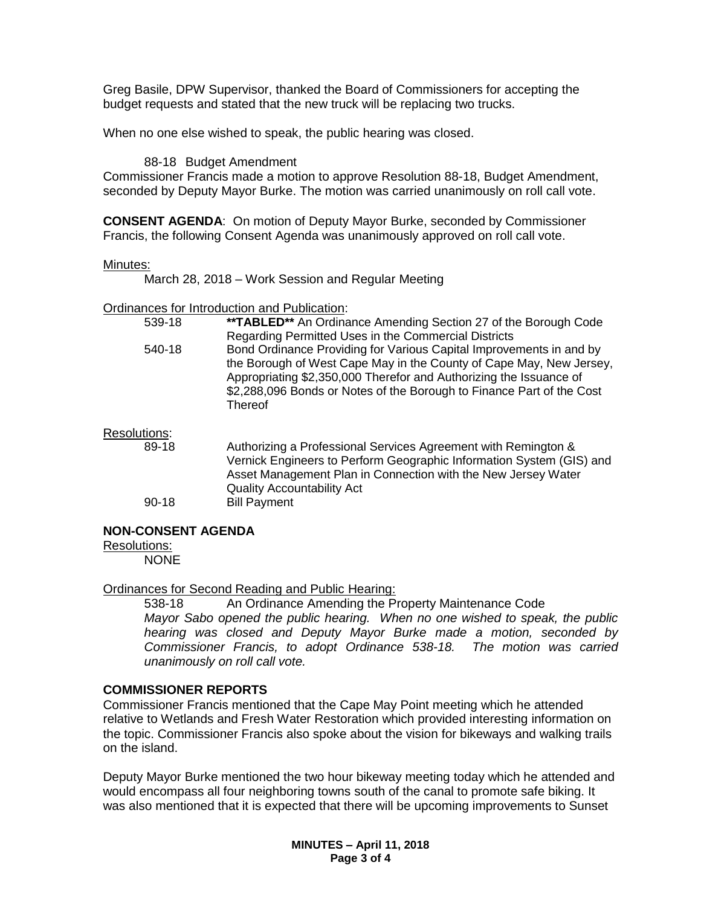Greg Basile, DPW Supervisor, thanked the Board of Commissioners for accepting the budget requests and stated that the new truck will be replacing two trucks.

When no one else wished to speak, the public hearing was closed.

88-18 Budget Amendment

Commissioner Francis made a motion to approve Resolution 88-18, Budget Amendment, seconded by Deputy Mayor Burke. The motion was carried unanimously on roll call vote.

**CONSENT AGENDA**: On motion of Deputy Mayor Burke, seconded by Commissioner Francis, the following Consent Agenda was unanimously approved on roll call vote.

Minutes:

March 28, 2018 – Work Session and Regular Meeting

Ordinances for Introduction and Publication:

| | |
|---|---|
| 539-18 | **\*\*TABLED\*\*** An Ordinance Amending Section 27 of the Borough Code Regarding Permitted Uses in the Commercial Districts |
| 540-18 | Bond Ordinance Providing for Various Capital Improvements in and by the Borough of West Cape May in the County of Cape May, New Jersey, Appropriating \$2,350,000 Therefor and Authorizing the Issuance of \$2,288,096 Bonds or Notes of the Borough to Finance Part of the Cost Thereof |

Resolutions:

| | |
|---|---|
| 89-18 | Authorizing a Professional Services Agreement with Remington & Vernick Engineers to Perform Geographic Information System (GIS) and Asset Management Plan in Connection with the New Jersey Water Quality Accountability Act |
| 90-18 | Bill Payment |

**NON-CONSENT AGENDA**

Resolutions:

NONE

Ordinances for Second Reading and Public Hearing:

538-18 An Ordinance Amending the Property Maintenance Code

*Mayor Sabo opened the public hearing. When no one wished to speak, the public hearing was closed and Deputy Mayor Burke made a motion, seconded by Commissioner Francis, to adopt Ordinance 538-18. The motion was carried unanimously on roll call vote.*

**COMMISSIONER REPORTS**

Commissioner Francis mentioned that the Cape May Point meeting which he attended relative to Wetlands and Fresh Water Restoration which provided interesting information on the topic. Commissioner Francis also spoke about the vision for bikeways and walking trails on the island.

Deputy Mayor Burke mentioned the two hour bikeway meeting today which he attended and would encompass all four neighboring towns south of the canal to promote safe biking. It was also mentioned that it is expected that there will be upcoming improvements to Sunset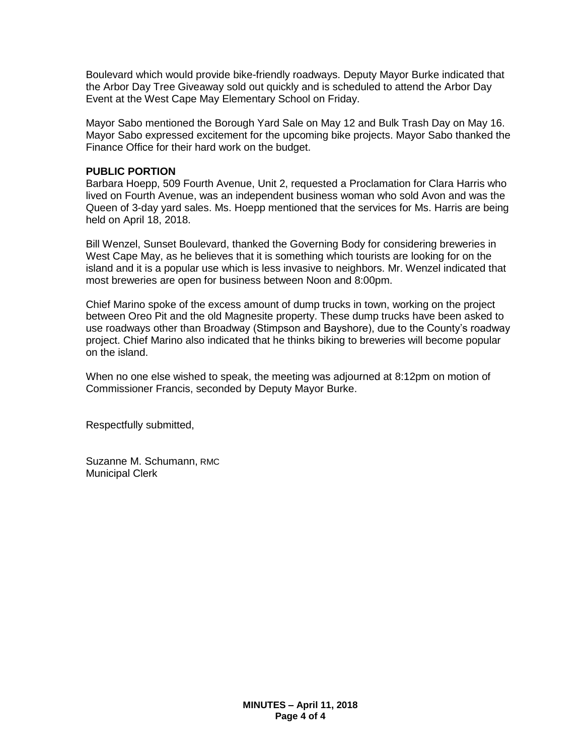Boulevard which would provide bike-friendly roadways. Deputy Mayor Burke indicated that the Arbor Day Tree Giveaway sold out quickly and is scheduled to attend the Arbor Day Event at the West Cape May Elementary School on Friday.

Mayor Sabo mentioned the Borough Yard Sale on May 12 and Bulk Trash Day on May 16. Mayor Sabo expressed excitement for the upcoming bike projects. Mayor Sabo thanked the Finance Office for their hard work on the budget.

**PUBLIC PORTION**

Barbara Hoepp, 509 Fourth Avenue, Unit 2, requested a Proclamation for Clara Harris who lived on Fourth Avenue, was an independent business woman who sold Avon and was the Queen of 3-day yard sales. Ms. Hoepp mentioned that the services for Ms. Harris are being held on April 18, 2018.

Bill Wenzel, Sunset Boulevard, thanked the Governing Body for considering breweries in West Cape May, as he believes that it is something which tourists are looking for on the island and it is a popular use which is less invasive to neighbors. Mr. Wenzel indicated that most breweries are open for business between Noon and 8:00pm.

Chief Marino spoke of the excess amount of dump trucks in town, working on the project between Oreo Pit and the old Magnesite property. These dump trucks have been asked to use roadways other than Broadway (Stimpson and Bayshore), due to the County's roadway project. Chief Marino also indicated that he thinks biking to breweries will become popular on the island.

When no one else wished to speak, the meeting was adjourned at 8:12pm on motion of Commissioner Francis, seconded by Deputy Mayor Burke.

Respectfully submitted,

Suzanne M. Schumann, RMC
Municipal Clerk